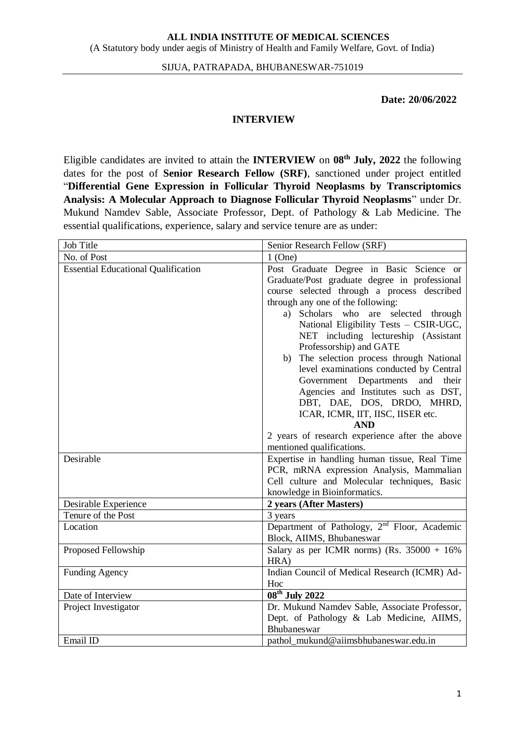**ALL INDIA INSTITUTE OF MEDICAL SCIENCES**

(A Statutory body under aegis of Ministry of Health and Family Welfare, Govt. of India)

SIJUA, PATRAPADA, BHUBANESWAR-751019

**Date: 20/06/2022**

## INTERVIEW

Eligible candidates are invited to attain the **INTERVIEW** on **08th July, 2022** the following dates for the post of **Senior Research Fellow (SRF)**, sanctioned under project entitled "**Differential Gene Expression in Follicular Thyroid Neoplasms by Transcriptomics Analysis: A Molecular Approach to Diagnose Follicular Thyroid Neoplasms**" under Dr. Mukund Namdev Sable, Associate Professor, Dept. of Pathology & Lab Medicine. The essential qualifications, experience, salary and service tenure are as under:

| Job Title | Senior Research Fellow (SRF) |
|---|---|
| No. of Post | 1 (One) |
| Essential Educational Qualification | Post Graduate Degree in Basic Science or Graduate/Post graduate degree in professional course selected through a process described through any one of the following: a) Scholars who are selected through National Eligibility Tests – CSIR-UGC, NET including lectureship (Assistant Professorship) and GATE b) The selection process through National level examinations conducted by Central Government Departments and their Agencies and Institutes such as DST, DBT, DAE, DOS, DRDO, MHRD, ICAR, ICMR, IIT, IISC, IISER etc. **AND** 2 years of research experience after the above mentioned qualifications. |
| Desirable | Expertise in handling human tissue, Real Time PCR, mRNA expression Analysis, Mammalian Cell culture and Molecular techniques, Basic knowledge in Bioinformatics. |
| Desirable Experience | **2 years (After Masters)** |
| Tenure of the Post | 3 years |
| Location | Department of Pathology, 2nd Floor, Academic Block, AIIMS, Bhubaneswar |
| Proposed Fellowship | Salary as per ICMR norms) (Rs. 35000 + 16% HRA) |
| Funding Agency | Indian Council of Medical Research (ICMR) Ad-Hoc |
| Date of Interview | **08th July 2022** |
| Project Investigator | Dr. Mukund Namdev Sable, Associate Professor, Dept. of Pathology & Lab Medicine, AIIMS, Bhubaneswar |
| Email ID | pathol_mukund@aiimsbhubaneswar.edu.in |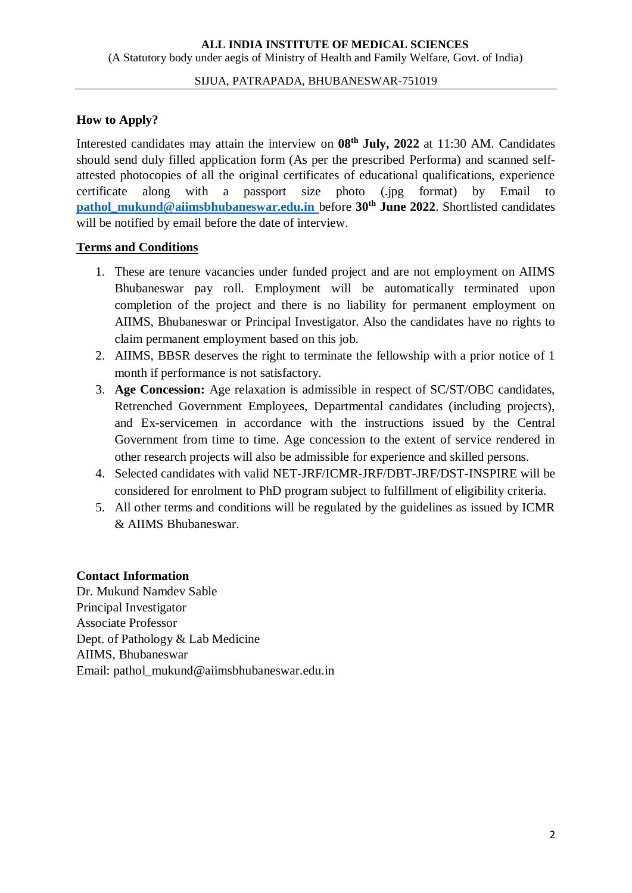**ALL INDIA INSTITUTE OF MEDICAL SCIENCES**
(A Statutory body under aegis of Ministry of Health and Family Welfare, Govt. of India)

SIJUA, PATRAPADA, BHUBANESWAR-751019

### How to Apply?

Interested candidates may attain the interview on **08th July, 2022** at 11:30 AM. Candidates should send duly filled application form (As per the prescribed Performa) and scanned self-attested photocopies of all the original certificates of educational qualifications, experience certificate along with a passport size photo (.jpg format) by Email to **pathol_mukund@aiimsbhubaneswar.edu.in** before **30th June 2022**. Shortlisted candidates will be notified by email before the date of interview.

### Terms and Conditions

1. These are tenure vacancies under funded project and are not employment on AIIMS Bhubaneswar pay roll. Employment will be automatically terminated upon completion of the project and there is no liability for permanent employment on AIIMS, Bhubaneswar or Principal Investigator. Also the candidates have no rights to claim permanent employment based on this job.
2. AIIMS, BBSR deserves the right to terminate the fellowship with a prior notice of 1 month if performance is not satisfactory.
3. **Age Concession:** Age relaxation is admissible in respect of SC/ST/OBC candidates, Retrenched Government Employees, Departmental candidates (including projects), and Ex-servicemen in accordance with the instructions issued by the Central Government from time to time. Age concession to the extent of service rendered in other research projects will also be admissible for experience and skilled persons.
4. Selected candidates with valid NET-JRF/ICMR-JRF/DBT-JRF/DST-INSPIRE will be considered for enrolment to PhD program subject to fulfillment of eligibility criteria.
5. All other terms and conditions will be regulated by the guidelines as issued by ICMR & AIIMS Bhubaneswar.

### Contact Information

Dr. Mukund Namdev Sable
Principal Investigator
Associate Professor
Dept. of Pathology & Lab Medicine
AIIMS, Bhubaneswar
Email: pathol_mukund@aiimsbhubaneswar.edu.in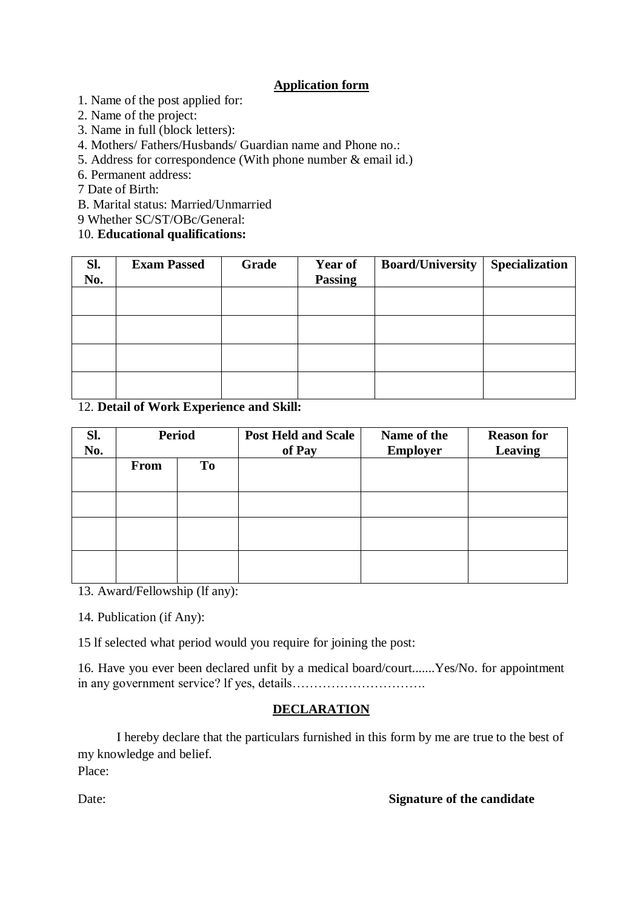**<u>Application form</u>**

1. Name of the post applied for:
2. Name of the project:
3. Name in full (block letters):
4. Mothers/ Fathers/Husbands/ Guardian name and Phone no.:
5. Address for correspondence (With phone number & email id.)
6. Permanent address:

7 Date of Birth:

B. Marital status: Married/Unmarried

9 Whether SC/ST/OBc/General:

10. **Educational qualifications:**

| Sl. No. | Exam Passed | Grade | Year of Passing | Board/University | Specialization |
|---|---|---|---|---|---|
| | | | | | |
| | | | | | |
| | | | | | |
| | | | | | |

12. **Detail of Work Experience and Skill:**

| Sl. No. | Period | | Post Held and Scale of Pay | Name of the Employer | Reason for Leaving |
|---|---|---|---|---|---|
| | From | To | | | |
| | | | | | |
| | | | | | |
| | | | | | |

13. Award/Fellowship (lf any):

14. Publication (if Any):

15 lf selected what period would you require for joining the post:

16. Have you ever been declared unfit by a medical board/court.......Yes/No. for appointment in any government service? lf yes, details………………………….

**<u>DECLARATION</u>**

I hereby declare that the particulars furnished in this form by me are true to the best of my knowledge and belief.

Place:

Date: **Signature of the candidate**